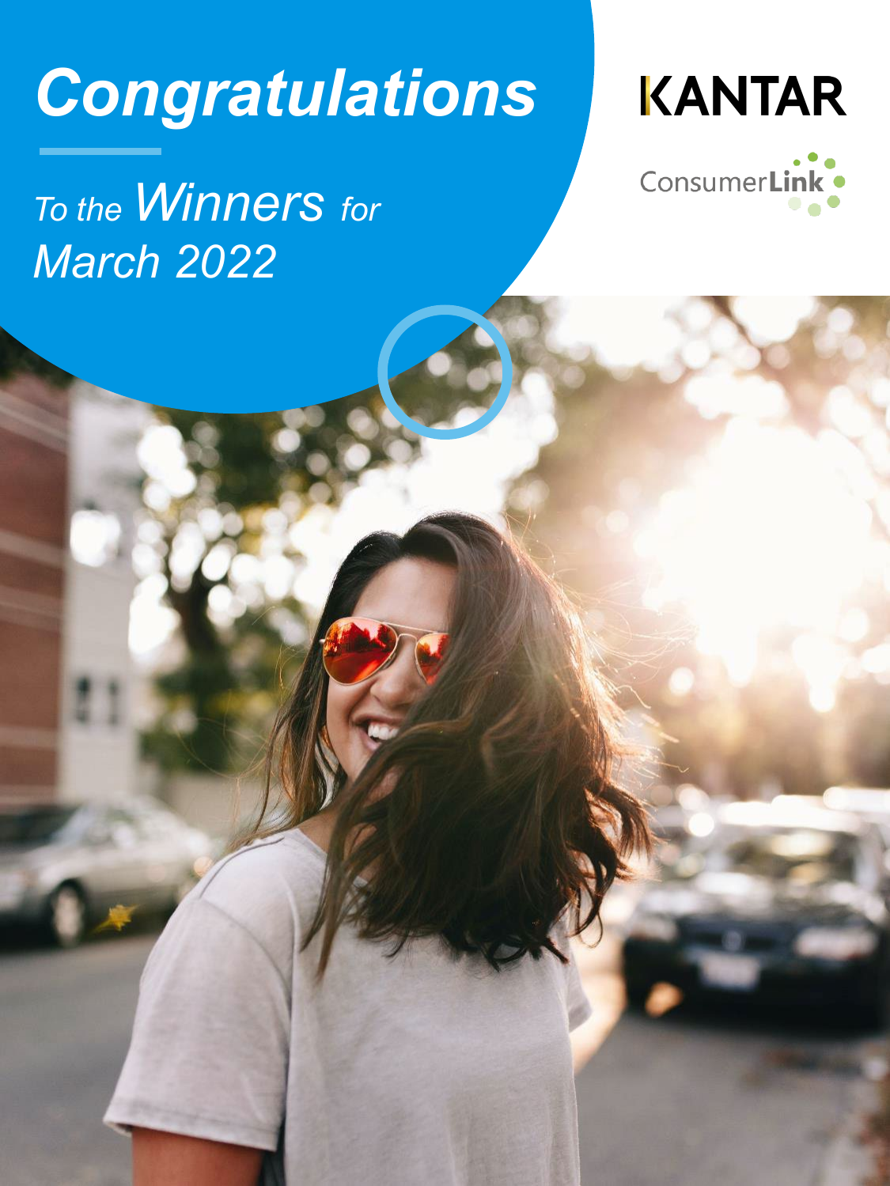# *Congratulations*

*To the Winners for March 2022*

KANTAR

ConsumerLink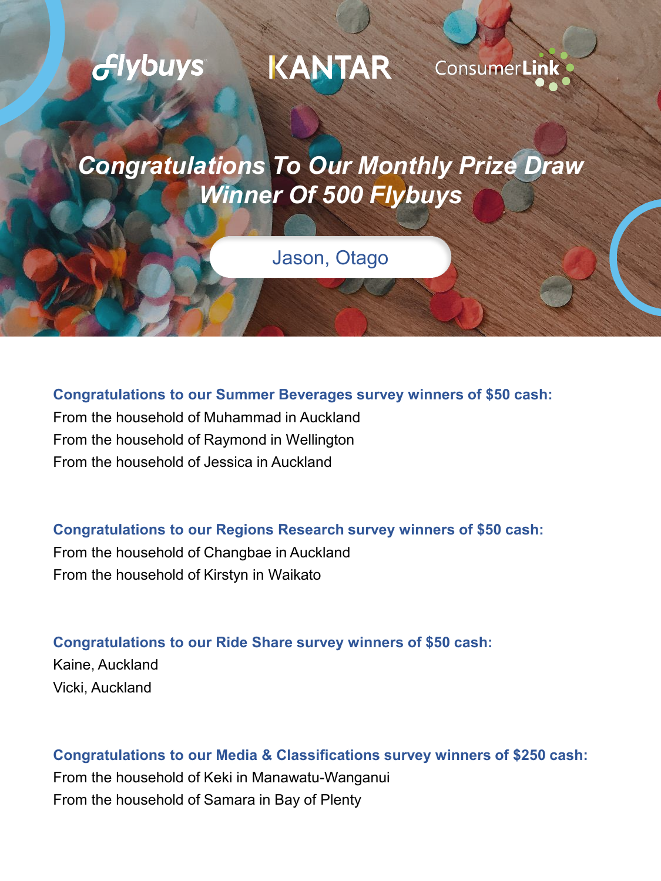Flybuys KANTAR ConsumerLink

# *Congratulations To Our Monthly Prize Draw Winner Of 500 Flybuys*

Jason, Otago

**Congratulations to our Summer Beverages survey winners of $50 cash:**

From the household of Muhammad in Auckland

From the household of Raymond in Wellington

From the household of Jessica in Auckland

**Congratulations to our Regions Research survey winners of $50 cash:**

From the household of Changbae in Auckland

From the household of Kirstyn in Waikato

**Congratulations to our Ride Share survey winners of $50 cash:**

Kaine, Auckland

Vicki, Auckland

**Congratulations to our Media & Classifications survey winners of $250 cash:**

From the household of Keki in Manawatu-Wanganui

From the household of Samara in Bay of Plenty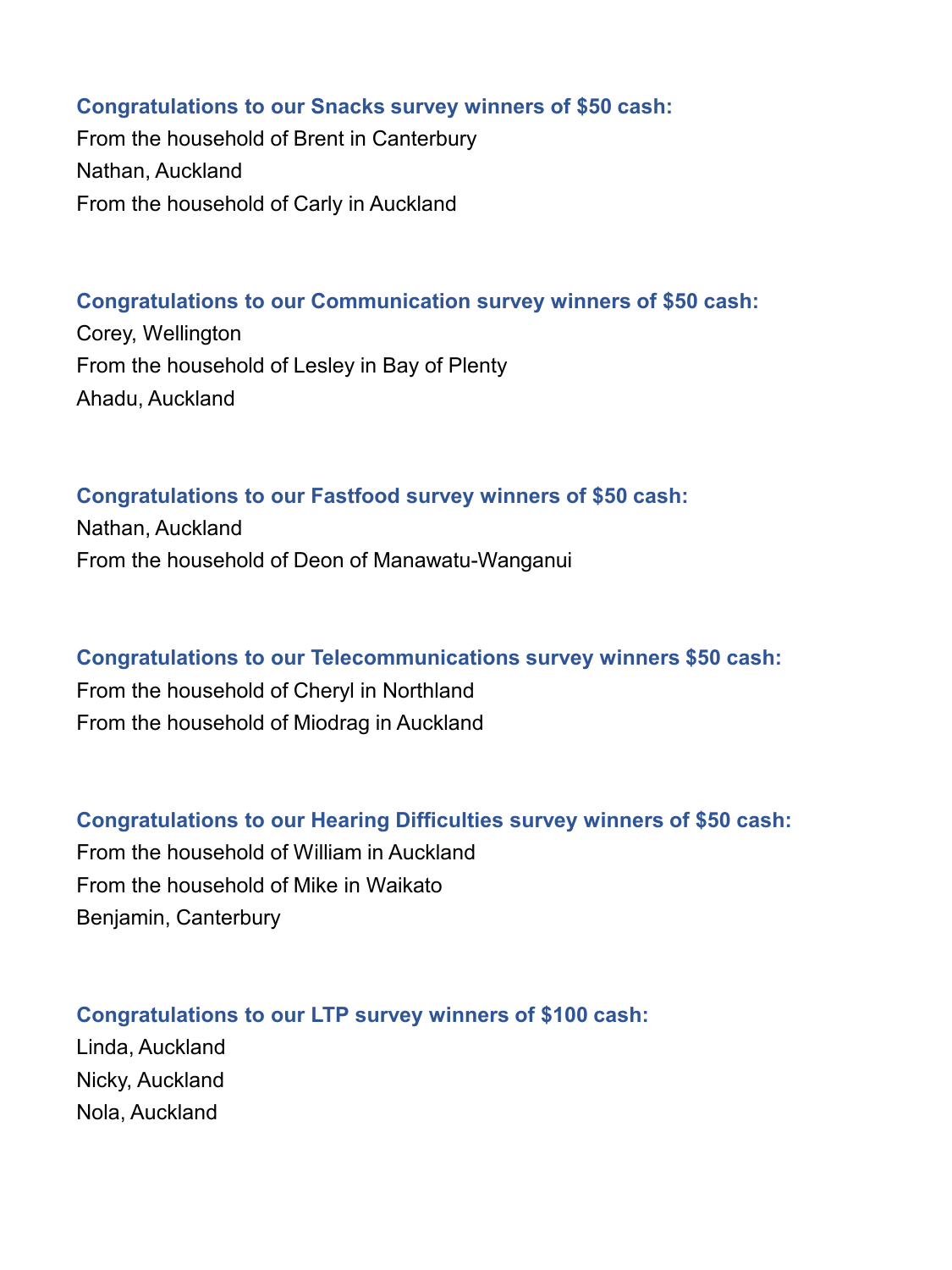**Congratulations to our Snacks survey winners of $50 cash:**

From the household of Brent in Canterbury
Nathan, Auckland
From the household of Carly in Auckland

**Congratulations to our Communication survey winners of $50 cash:**

Corey, Wellington
From the household of Lesley in Bay of Plenty
Ahadu, Auckland

**Congratulations to our Fastfood survey winners of $50 cash:**

Nathan, Auckland
From the household of Deon of Manawatu-Wanganui

**Congratulations to our Telecommunications survey winners $50 cash:**

From the household of Cheryl in Northland
From the household of Miodrag in Auckland

**Congratulations to our Hearing Difficulties survey winners of $50 cash:**

From the household of William in Auckland
From the household of Mike in Waikato
Benjamin, Canterbury

**Congratulations to our LTP survey winners of $100 cash:**

Linda, Auckland
Nicky, Auckland
Nola, Auckland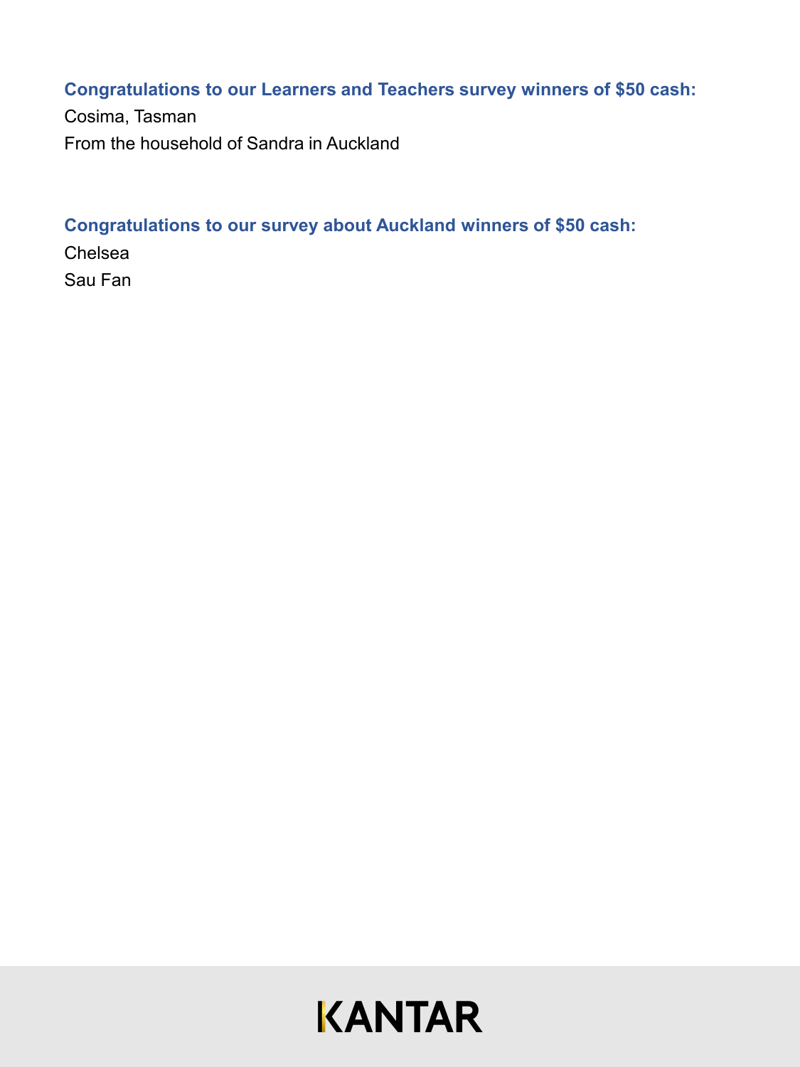**Congratulations to our Learners and Teachers survey winners of $50 cash:**

Cosima, Tasman

From the household of Sandra in Auckland

**Congratulations to our survey about Auckland winners of $50 cash:**

Chelsea

Sau Fan

KANTAR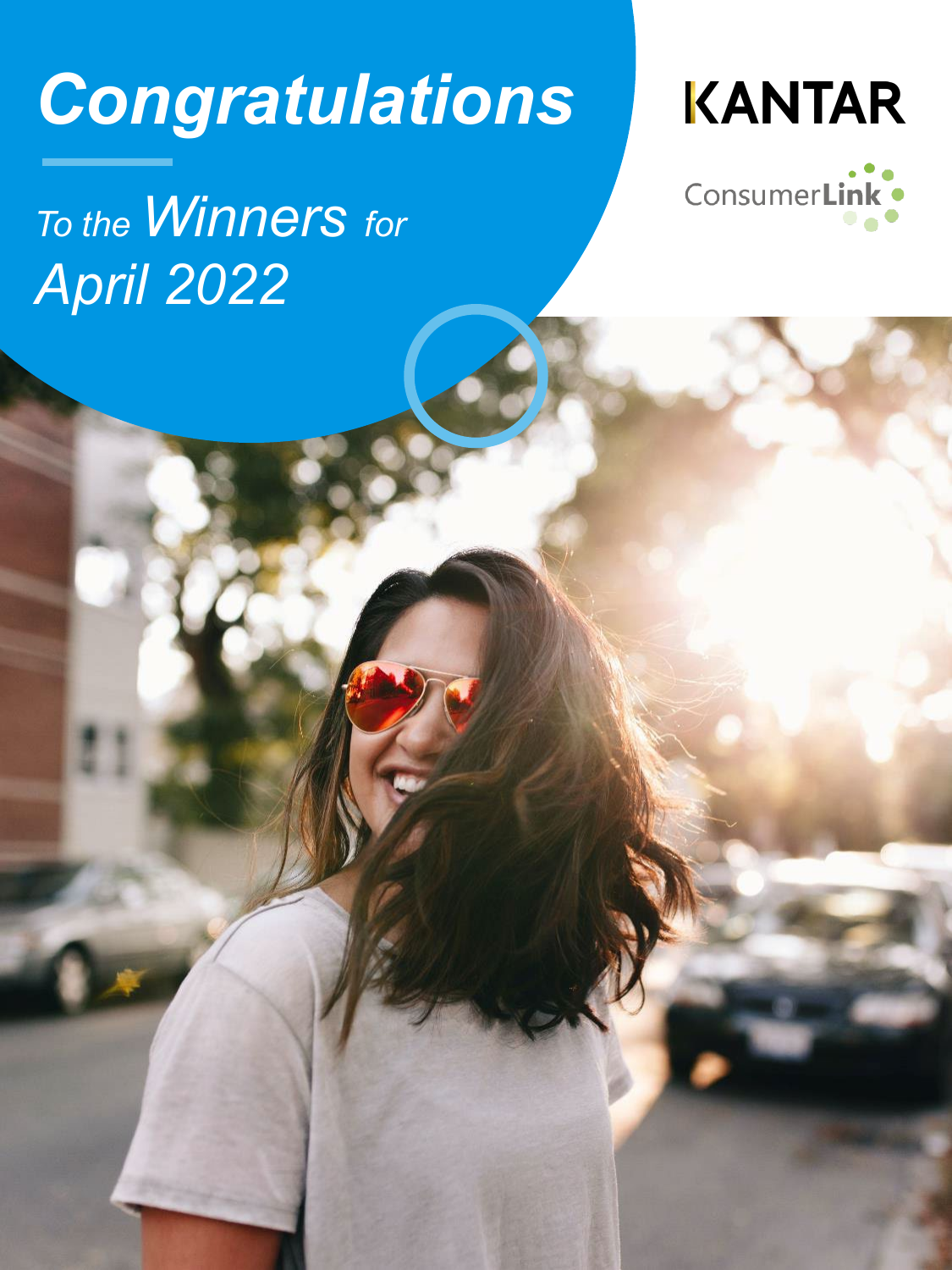# Congratulations

*To the Winners for April 2022*

KANTAR

ConsumerLink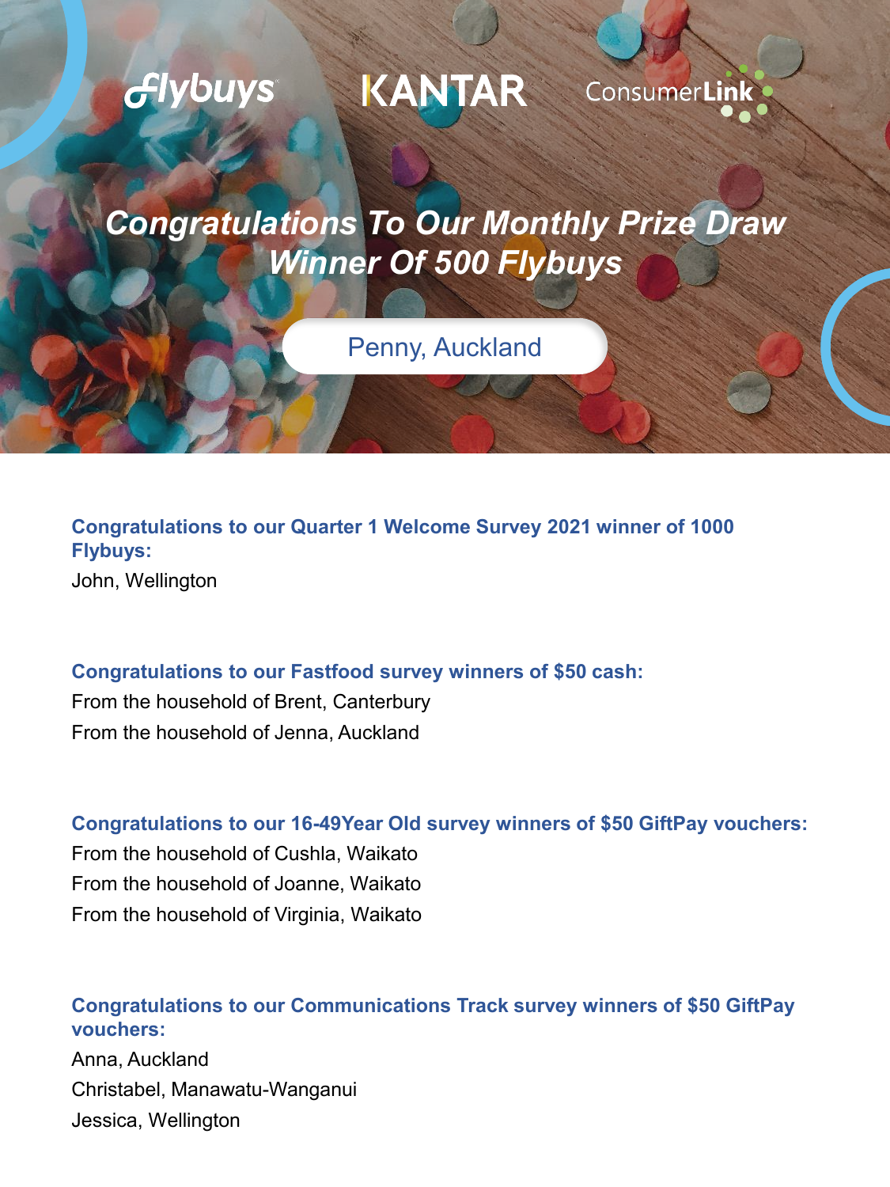Flybuys KANTAR ConsumerLink

# *Congratulations To Our Monthly Prize Draw Winner Of 500 Flybuys*

Penny, Auckland

**Congratulations to our Quarter 1 Welcome Survey 2021 winner of 1000 Flybuys:**

John, Wellington

**Congratulations to our Fastfood survey winners of $50 cash:**

From the household of Brent, Canterbury

From the household of Jenna, Auckland

**Congratulations to our 16-49Year Old survey winners of $50 GiftPay vouchers:**

From the household of Cushla, Waikato

From the household of Joanne, Waikato

From the household of Virginia, Waikato

**Congratulations to our Communications Track survey winners of $50 GiftPay vouchers:**

Anna, Auckland

Christabel, Manawatu-Wanganui

Jessica, Wellington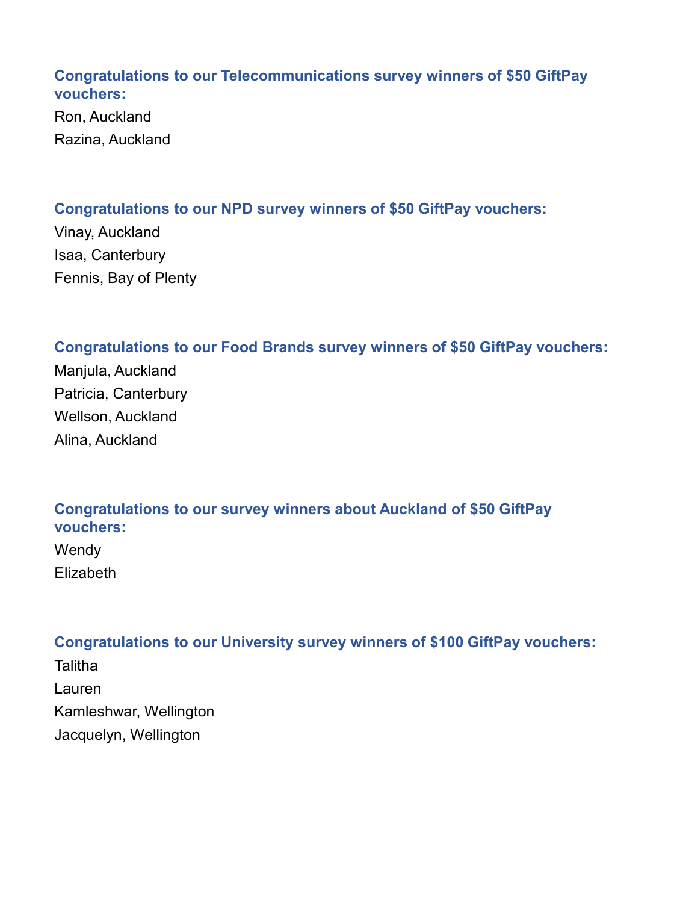**Congratulations to our Telecommunications survey winners of $50 GiftPay vouchers:**

Ron, Auckland

Razina, Auckland

**Congratulations to our NPD survey winners of $50 GiftPay vouchers:**

Vinay, Auckland

Isaa, Canterbury

Fennis, Bay of Plenty

**Congratulations to our Food Brands survey winners of $50 GiftPay vouchers:**

Manjula, Auckland

Patricia, Canterbury

Wellson, Auckland

Alina, Auckland

**Congratulations to our survey winners about Auckland of $50 GiftPay vouchers:**

Wendy

Elizabeth

**Congratulations to our University survey winners of $100 GiftPay vouchers:**

Talitha

Lauren

Kamleshwar, Wellington

Jacquelyn, Wellington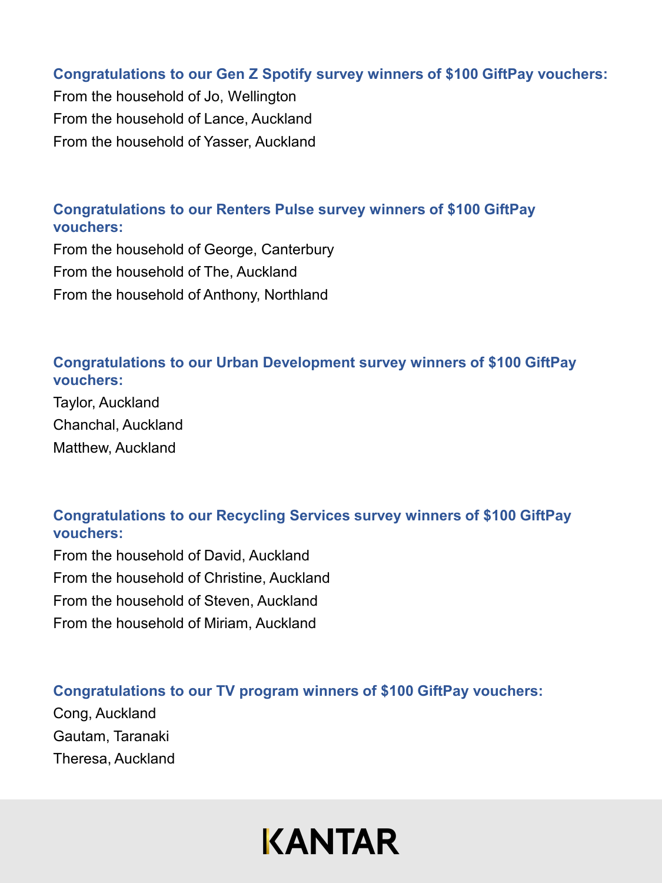**Congratulations to our Gen Z Spotify survey winners of $100 GiftPay vouchers:**

From the household of Jo, Wellington
From the household of Lance, Auckland
From the household of Yasser, Auckland

**Congratulations to our Renters Pulse survey winners of $100 GiftPay vouchers:**

From the household of George, Canterbury
From the household of The, Auckland
From the household of Anthony, Northland

**Congratulations to our Urban Development survey winners of $100 GiftPay vouchers:**

Taylor, Auckland
Chanchal, Auckland
Matthew, Auckland

**Congratulations to our Recycling Services survey winners of $100 GiftPay vouchers:**

From the household of David, Auckland
From the household of Christine, Auckland
From the household of Steven, Auckland
From the household of Miriam, Auckland

**Congratulations to our TV program winners of $100 GiftPay vouchers:**

Cong, Auckland
Gautam, Taranaki
Theresa, Auckland

KANTAR